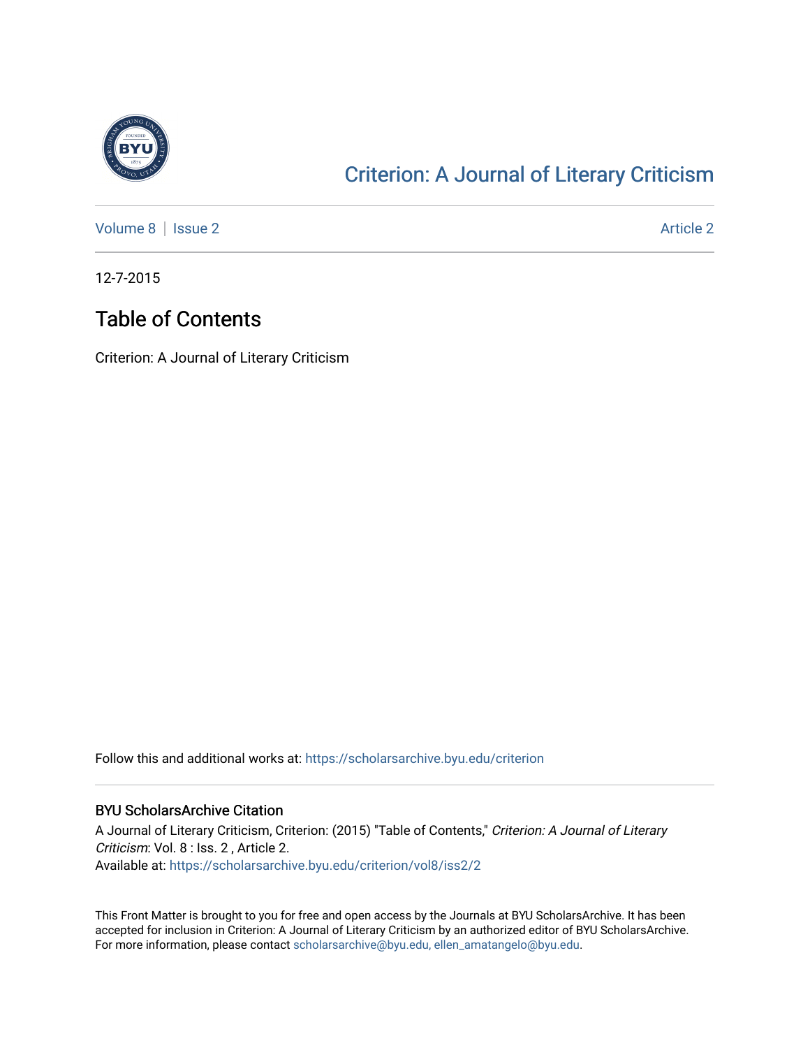[Criterion: A Journal of Literary Criticism](https://scholarsarchive.byu.edu/criterion)

[Volume 8](https://scholarsarchive.byu.edu/criterion/vol8) | [Issue 2](https://scholarsarchive.byu.edu/criterion/vol8/iss2) Article 2

12-7-2015

# Table of Contents

Criterion: A Journal of Literary Criticism

Follow this and additional works at: https://scholarsarchive.byu.edu/criterion

## BYU ScholarsArchive Citation

A Journal of Literary Criticism, Criterion: (2015) "Table of Contents," *Criterion: A Journal of Literary Criticism*: Vol. 8 : Iss. 2 , Article 2.
Available at: https://scholarsarchive.byu.edu/criterion/vol8/iss2/2

This Front Matter is brought to you for free and open access by the Journals at BYU ScholarsArchive. It has been accepted for inclusion in Criterion: A Journal of Literary Criticism by an authorized editor of BYU ScholarsArchive. For more information, please contact scholarsarchive@byu.edu, ellen_amatangelo@byu.edu.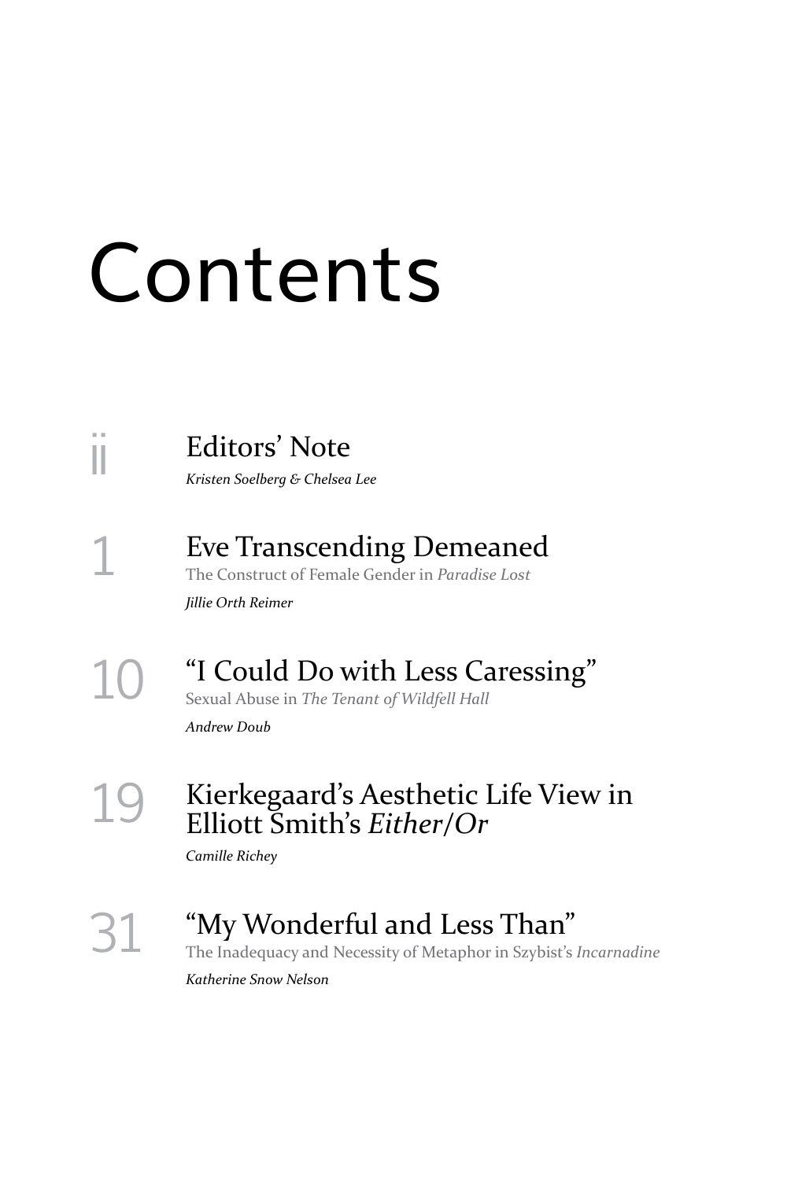# Contents

ii **Editors' Note**
*Kristen Soelberg & Chelsea Lee*

1 **Eve Transcending Demeaned**
The Construct of Female Gender in *Paradise Lost*
*Jillie Orth Reimer*

10 **"I Could Do with Less Caressing"**
Sexual Abuse in *The Tenant of Wildfell Hall*
*Andrew Doub*

19 **Kierkegaard's Aesthetic Life View in Elliott Smith's *Either/Or***
*Camille Richey*

31 **"My Wonderful and Less Than"**
The Inadequacy and Necessity of Metaphor in Szybist's *Incarnadine*
*Katherine Snow Nelson*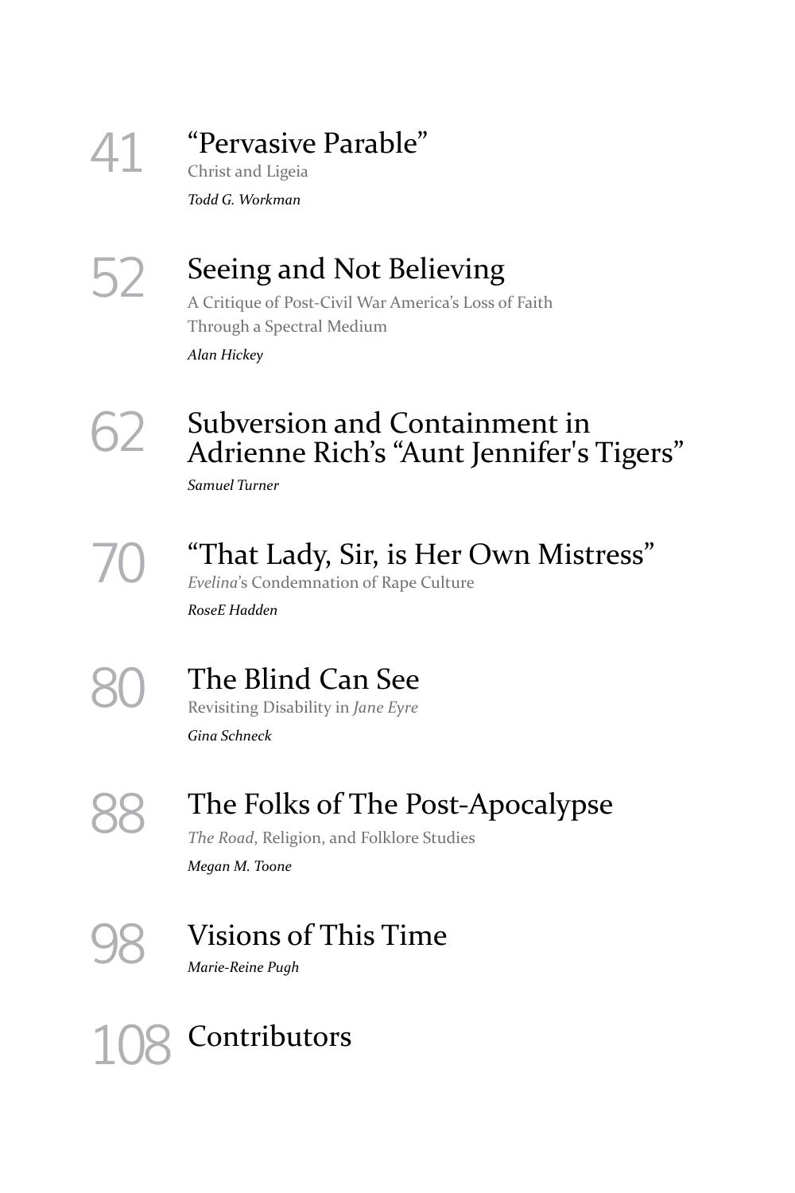41 **"Pervasive Parable"**
Christ and Ligeia
*Todd G. Workman*

52 **Seeing and Not Believing**
A Critique of Post-Civil War America's Loss of Faith Through a Spectral Medium
*Alan Hickey*

62 **Subversion and Containment in Adrienne Rich's "Aunt Jennifer's Tigers"**
*Samuel Turner*

70 **"That Lady, Sir, is Her Own Mistress"**
*Evelina*'s Condemnation of Rape Culture
*RoseE Hadden*

80 **The Blind Can See**
Revisiting Disability in *Jane Eyre*
*Gina Schneck*

88 **The Folks of The Post-Apocalypse**
*The Road*, Religion, and Folklore Studies
*Megan M. Toone*

98 **Visions of This Time**
*Marie-Reine Pugh*

108 **Contributors**